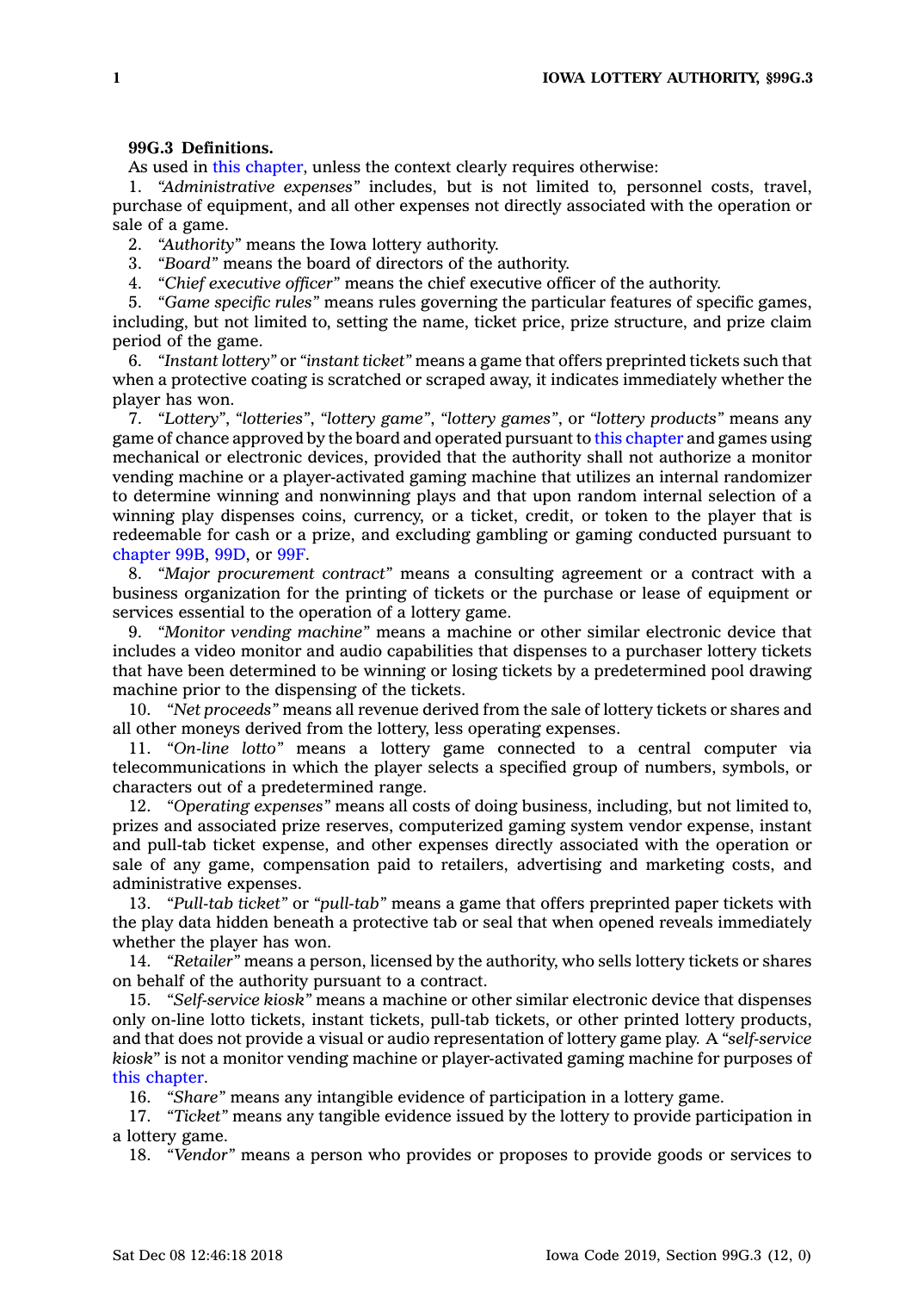**99G.3 Definitions.**

As used in this chapter, unless the context clearly requires otherwise:

1. *"Administrative expenses"* includes, but is not limited to, personnel costs, travel, purchase of equipment, and all other expenses not directly associated with the operation or sale of a game.
2. *"Authority"* means the Iowa lottery authority.
3. *"Board"* means the board of directors of the authority.
4. *"Chief executive officer"* means the chief executive officer of the authority.
5. *"Game specific rules"* means rules governing the particular features of specific games, including, but not limited to, setting the name, ticket price, prize structure, and prize claim period of the game.
6. *"Instant lottery"* or *"instant ticket"* means a game that offers preprinted tickets such that when a protective coating is scratched or scraped away, it indicates immediately whether the player has won.
7. *"Lottery"*, *"lotteries"*, *"lottery game"*, *"lottery games"*, or *"lottery products"* means any game of chance approved by the board and operated pursuant to this chapter and games using mechanical or electronic devices, provided that the authority shall not authorize a monitor vending machine or a player-activated gaming machine that utilizes an internal randomizer to determine winning and nonwinning plays and that upon random internal selection of a winning play dispenses coins, currency, or a ticket, credit, or token to the player that is redeemable for cash or a prize, and excluding gambling or gaming conducted pursuant to chapter 99B, 99D, or 99F.
8. *"Major procurement contract"* means a consulting agreement or a contract with a business organization for the printing of tickets or the purchase or lease of equipment or services essential to the operation of a lottery game.
9. *"Monitor vending machine"* means a machine or other similar electronic device that includes a video monitor and audio capabilities that dispenses to a purchaser lottery tickets that have been determined to be winning or losing tickets by a predetermined pool drawing machine prior to the dispensing of the tickets.
10. *"Net proceeds"* means all revenue derived from the sale of lottery tickets or shares and all other moneys derived from the lottery, less operating expenses.
11. *"On-line lotto"* means a lottery game connected to a central computer via telecommunications in which the player selects a specified group of numbers, symbols, or characters out of a predetermined range.
12. *"Operating expenses"* means all costs of doing business, including, but not limited to, prizes and associated prize reserves, computerized gaming system vendor expense, instant and pull-tab ticket expense, and other expenses directly associated with the operation or sale of any game, compensation paid to retailers, advertising and marketing costs, and administrative expenses.
13. *"Pull-tab ticket"* or *"pull-tab"* means a game that offers preprinted paper tickets with the play data hidden beneath a protective tab or seal that when opened reveals immediately whether the player has won.
14. *"Retailer"* means a person, licensed by the authority, who sells lottery tickets or shares on behalf of the authority pursuant to a contract.
15. *"Self-service kiosk"* means a machine or other similar electronic device that dispenses only on-line lotto tickets, instant tickets, pull-tab tickets, or other printed lottery products, and that does not provide a visual or audio representation of lottery game play. A *"self-service kiosk"* is not a monitor vending machine or player-activated gaming machine for purposes of this chapter.
16. *"Share"* means any intangible evidence of participation in a lottery game.
17. *"Ticket"* means any tangible evidence issued by the lottery to provide participation in a lottery game.
18. *"Vendor"* means a person who provides or proposes to provide goods or services to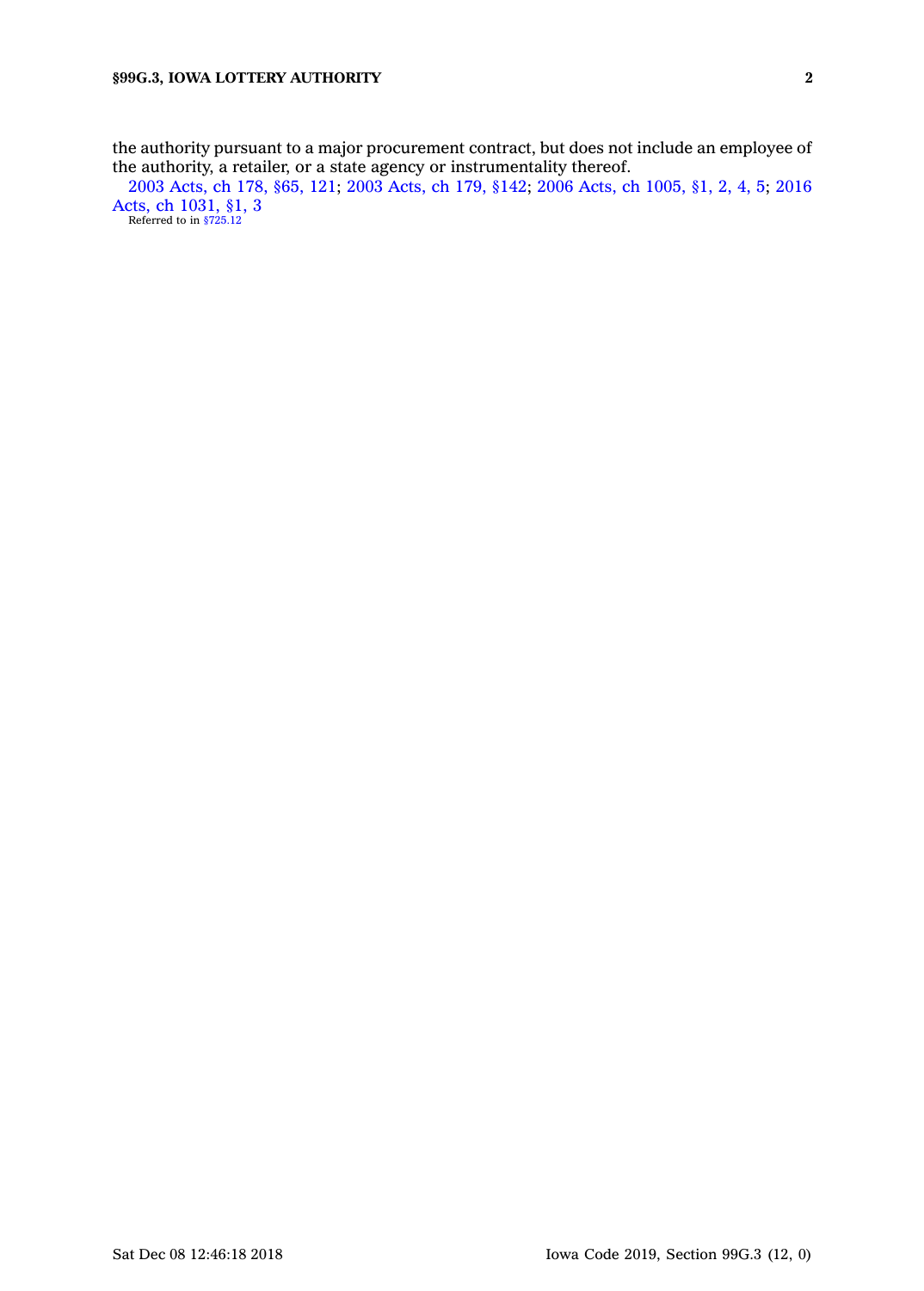the authority pursuant to a major procurement contract, but does not include an employee of the authority, a retailer, or a state agency or instrumentality thereof.

2003 Acts, ch 178, §65, 121; 2003 Acts, ch 179, §142; 2006 Acts, ch 1005, §1, 2, 4, 5; 2016 Acts, ch 1031, §1, 3

Referred to in §725.12